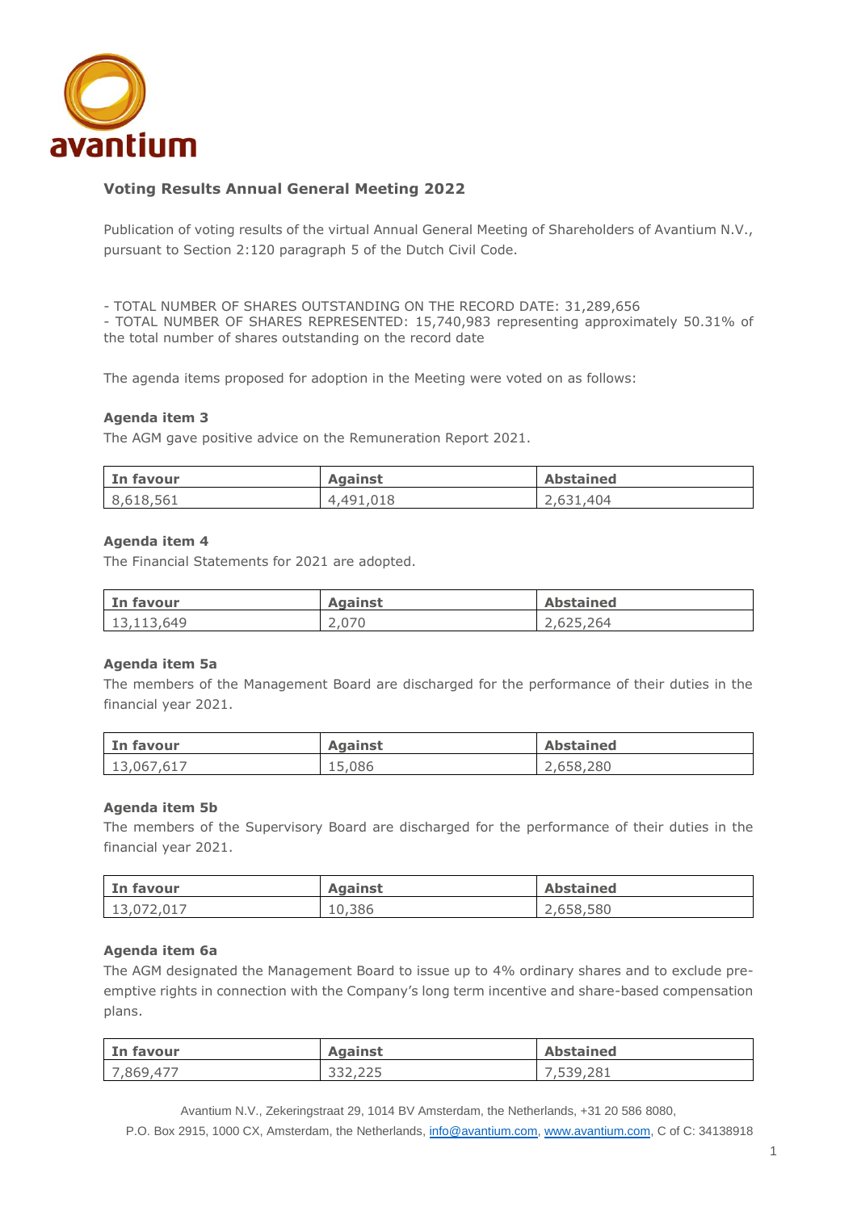## Voting Results Annual General Meeting 2022

Publication of voting results of the virtual Annual General Meeting of Shareholders of Avantium N.V., pursuant to Section 2:120 paragraph 5 of the Dutch Civil Code.

- TOTAL NUMBER OF SHARES OUTSTANDING ON THE RECORD DATE: 31,289,656
- TOTAL NUMBER OF SHARES REPRESENTED: 15,740,983 representing approximately 50.31% of the total number of shares outstanding on the record date

The agenda items proposed for adoption in the Meeting were voted on as follows:

**Agenda item 3**

The AGM gave positive advice on the Remuneration Report 2021.

| In favour | Against | Abstained |
|---|---|---|
| 8,618,561 | 4,491,018 | 2,631,404 |

**Agenda item 4**

The Financial Statements for 2021 are adopted.

| In favour | Against | Abstained |
|---|---|---|
| 13,113,649 | 2,070 | 2,625,264 |

**Agenda item 5a**

The members of the Management Board are discharged for the performance of their duties in the financial year 2021.

| In favour | Against | Abstained |
|---|---|---|
| 13,067,617 | 15,086 | 2,658,280 |

**Agenda item 5b**

The members of the Supervisory Board are discharged for the performance of their duties in the financial year 2021.

| In favour | Against | Abstained |
|---|---|---|
| 13,072,017 | 10,386 | 2,658,580 |

**Agenda item 6a**

The AGM designated the Management Board to issue up to 4% ordinary shares and to exclude pre-emptive rights in connection with the Company's long term incentive and share-based compensation plans.

| In favour | Against | Abstained |
|---|---|---|
| 7,869,477 | 332,225 | 7,539,281 |

Avantium N.V., Zekeringstraat 29, 1014 BV Amsterdam, the Netherlands, +31 20 586 8080,
P.O. Box 2915, 1000 CX, Amsterdam, the Netherlands, info@avantium.com, www.avantium.com, C of C: 34138918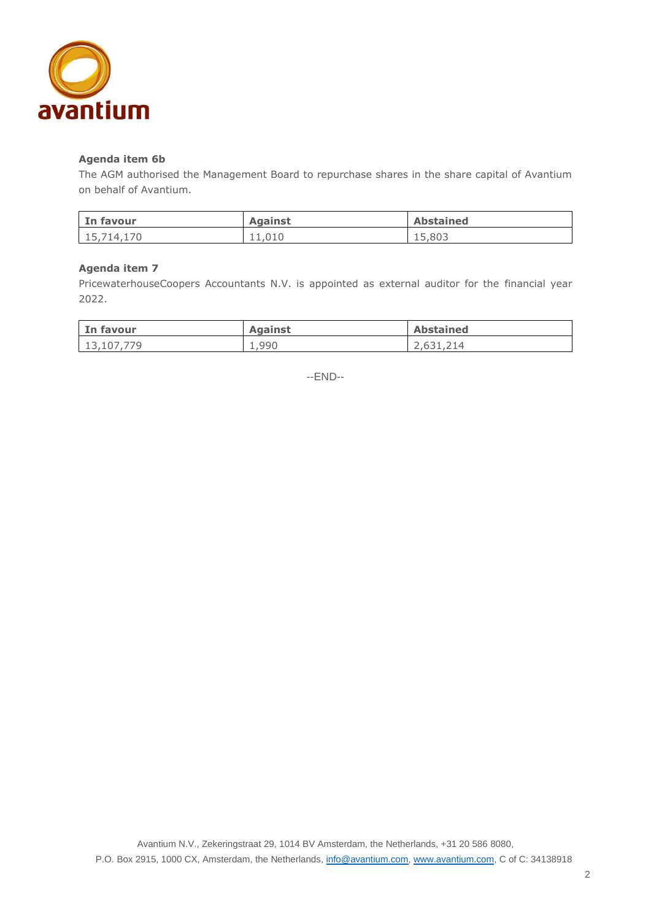**Agenda item 6b**

The AGM authorised the Management Board to repurchase shares in the share capital of Avantium on behalf of Avantium.

| In favour | Against | Abstained |
| --- | --- | --- |
| 15,714,170 | 11,010 | 15,803 |

**Agenda item 7**

PricewaterhouseCoopers Accountants N.V. is appointed as external auditor for the financial year 2022.

| In favour | Against | Abstained |
| --- | --- | --- |
| 13,107,779 | 1,990 | 2,631,214 |

--END--

Avantium N.V., Zekeringstraat 29, 1014 BV Amsterdam, the Netherlands, +31 20 586 8080,
P.O. Box 2915, 1000 CX, Amsterdam, the Netherlands, info@avantium.com, www.avantium.com, C of C: 34138918